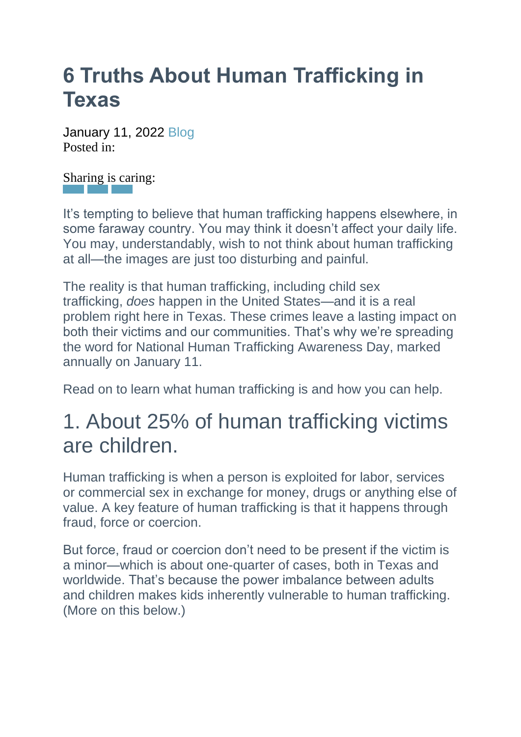# 6 Truths About Human Trafficking in Texas

January 11, 2022 Blog
Posted in:

Sharing is caring:

It's tempting to believe that human trafficking happens elsewhere, in some faraway country. You may think it doesn't affect your daily life. You may, understandably, wish to not think about human trafficking at all—the images are just too disturbing and painful.

The reality is that human trafficking, including child sex trafficking, *does* happen in the United States—and it is a real problem right here in Texas. These crimes leave a lasting impact on both their victims and our communities. That's why we're spreading the word for National Human Trafficking Awareness Day, marked annually on January 11.

Read on to learn what human trafficking is and how you can help.

## 1. About 25% of human trafficking victims are children.

Human trafficking is when a person is exploited for labor, services or commercial sex in exchange for money, drugs or anything else of value. A key feature of human trafficking is that it happens through fraud, force or coercion.

But force, fraud or coercion don't need to be present if the victim is a minor—which is about one-quarter of cases, both in Texas and worldwide. That's because the power imbalance between adults and children makes kids inherently vulnerable to human trafficking. (More on this below.)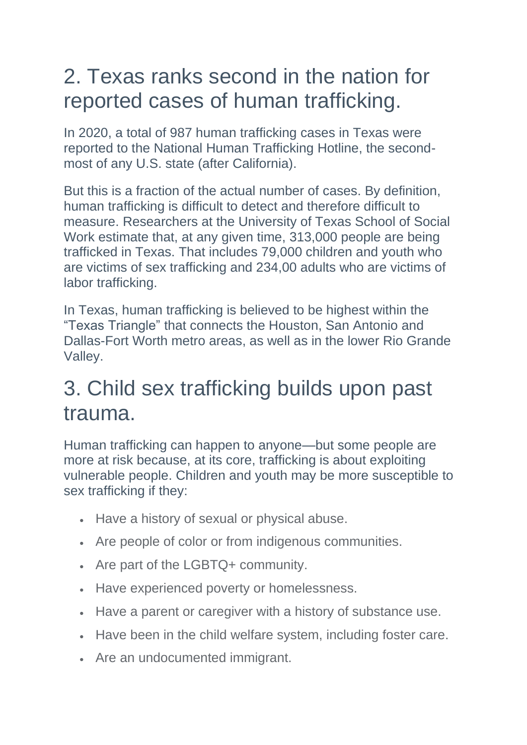## 2. Texas ranks second in the nation for reported cases of human trafficking.

In 2020, a total of 987 human trafficking cases in Texas were reported to the National Human Trafficking Hotline, the second-most of any U.S. state (after California).

But this is a fraction of the actual number of cases. By definition, human trafficking is difficult to detect and therefore difficult to measure. Researchers at the University of Texas School of Social Work estimate that, at any given time, 313,000 people are being trafficked in Texas. That includes 79,000 children and youth who are victims of sex trafficking and 234,00 adults who are victims of labor trafficking.

In Texas, human trafficking is believed to be highest within the "Texas Triangle" that connects the Houston, San Antonio and Dallas-Fort Worth metro areas, as well as in the lower Rio Grande Valley.

## 3. Child sex trafficking builds upon past trauma.

Human trafficking can happen to anyone—but some people are more at risk because, at its core, trafficking is about exploiting vulnerable people. Children and youth may be more susceptible to sex trafficking if they:

- Have a history of sexual or physical abuse.
- Are people of color or from indigenous communities.
- Are part of the LGBTQ+ community.
- Have experienced poverty or homelessness.
- Have a parent or caregiver with a history of substance use.
- Have been in the child welfare system, including foster care.
- Are an undocumented immigrant.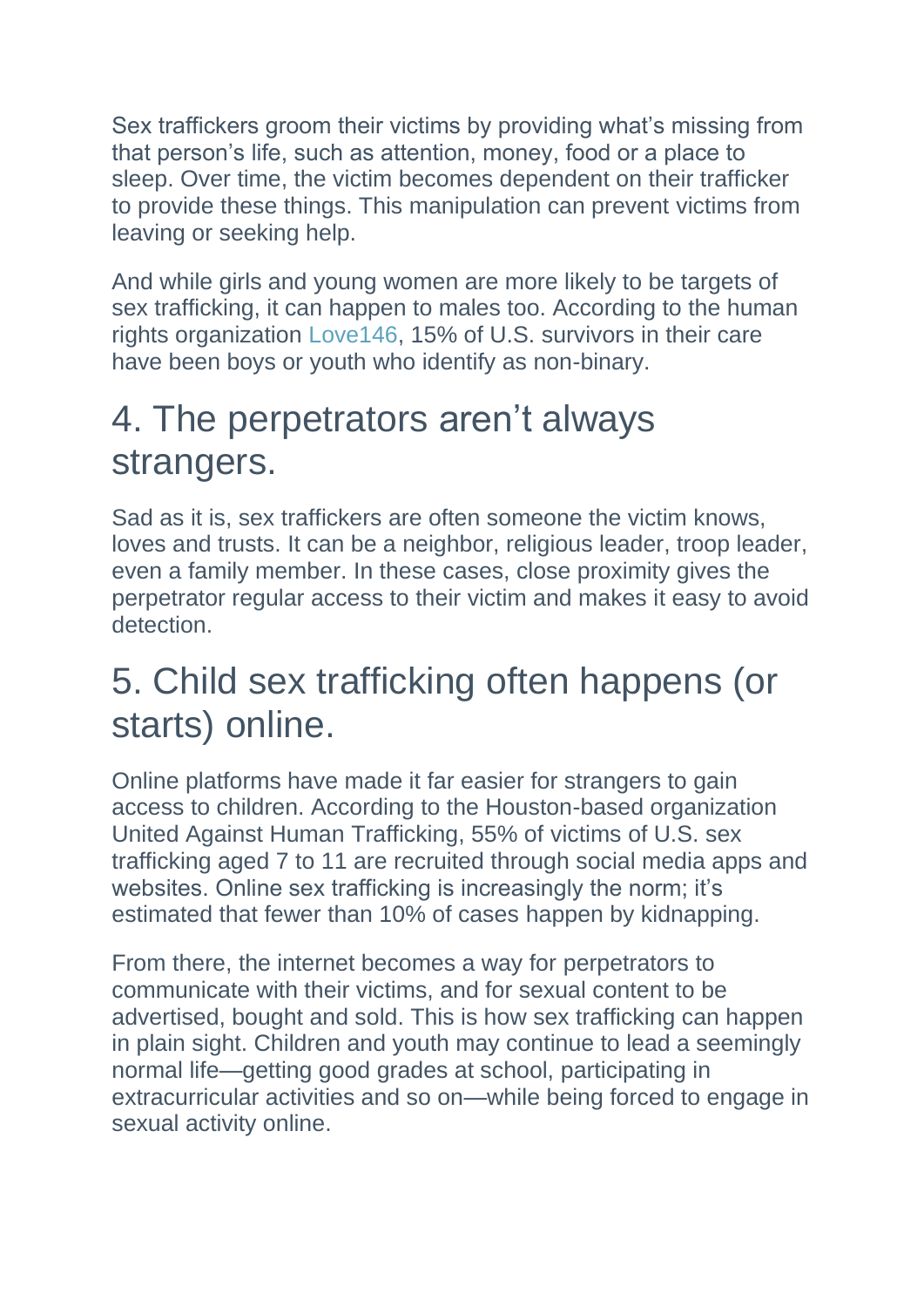Sex traffickers groom their victims by providing what's missing from that person's life, such as attention, money, food or a place to sleep. Over time, the victim becomes dependent on their trafficker to provide these things. This manipulation can prevent victims from leaving or seeking help.

And while girls and young women are more likely to be targets of sex trafficking, it can happen to males too. According to the human rights organization Love146, 15% of U.S. survivors in their care have been boys or youth who identify as non-binary.

## 4. The perpetrators aren't always strangers.

Sad as it is, sex traffickers are often someone the victim knows, loves and trusts. It can be a neighbor, religious leader, troop leader, even a family member. In these cases, close proximity gives the perpetrator regular access to their victim and makes it easy to avoid detection.

## 5. Child sex trafficking often happens (or starts) online.

Online platforms have made it far easier for strangers to gain access to children. According to the Houston-based organization United Against Human Trafficking, 55% of victims of U.S. sex trafficking aged 7 to 11 are recruited through social media apps and websites. Online sex trafficking is increasingly the norm; it's estimated that fewer than 10% of cases happen by kidnapping.

From there, the internet becomes a way for perpetrators to communicate with their victims, and for sexual content to be advertised, bought and sold. This is how sex trafficking can happen in plain sight. Children and youth may continue to lead a seemingly normal life—getting good grades at school, participating in extracurricular activities and so on—while being forced to engage in sexual activity online.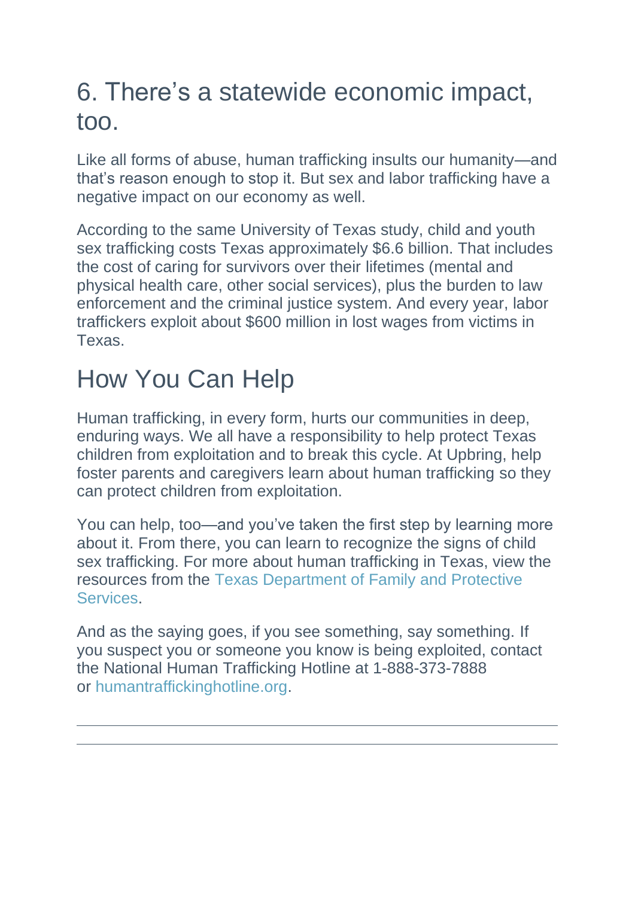## 6. There's a statewide economic impact, too.

Like all forms of abuse, human trafficking insults our humanity—and that's reason enough to stop it. But sex and labor trafficking have a negative impact on our economy as well.

According to the same University of Texas study, child and youth sex trafficking costs Texas approximately $6.6 billion. That includes the cost of caring for survivors over their lifetimes (mental and physical health care, other social services), plus the burden to law enforcement and the criminal justice system. And every year, labor traffickers exploit about $600 million in lost wages from victims in Texas.

## How You Can Help

Human trafficking, in every form, hurts our communities in deep, enduring ways. We all have a responsibility to help protect Texas children from exploitation and to break this cycle. At Upbring, help foster parents and caregivers learn about human trafficking so they can protect children from exploitation.

You can help, too—and you've taken the first step by learning more about it. From there, you can learn to recognize the signs of child sex trafficking. For more about human trafficking in Texas, view the resources from the Texas Department of Family and Protective Services.

And as the saying goes, if you see something, say something. If you suspect you or someone you know is being exploited, contact the National Human Trafficking Hotline at 1-888-373-7888 or humantraffickinghotline.org.

---